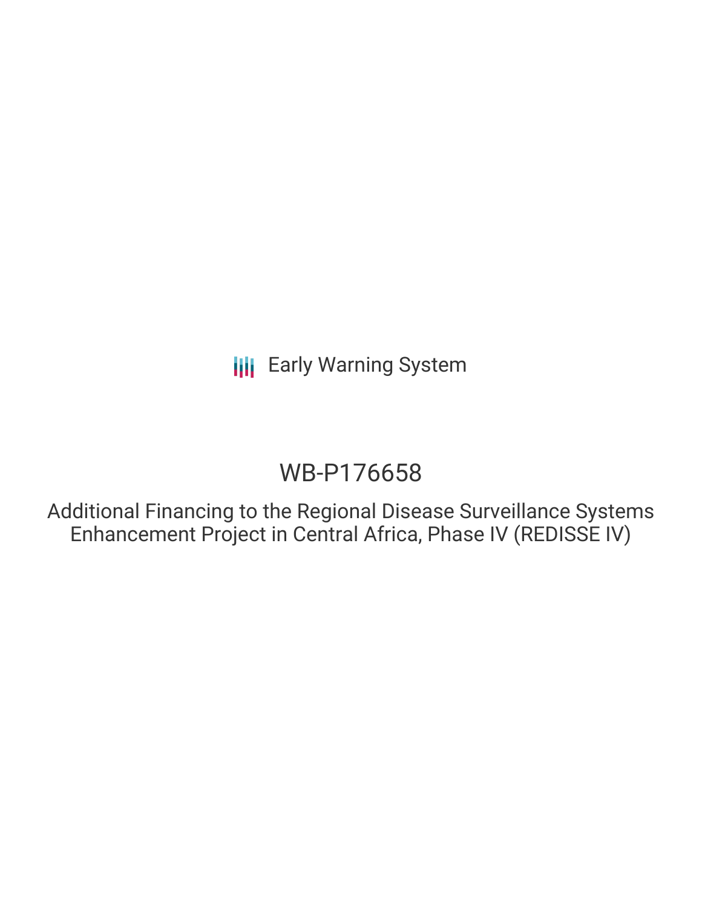Early Warning System

# WB-P176658

## Additional Financing to the Regional Disease Surveillance Systems Enhancement Project in Central Africa, Phase IV (REDISSE IV)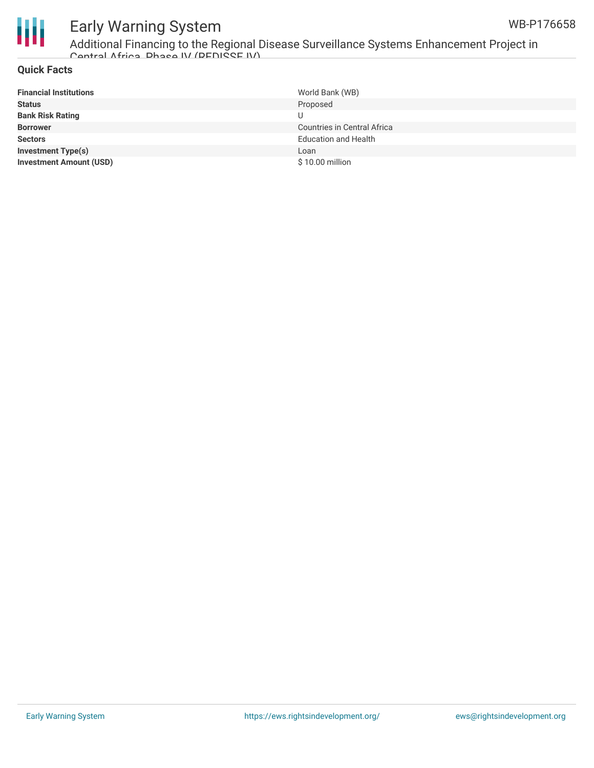## Quick Facts

| | |
|---|---|
| **Financial Institutions** | World Bank (WB) |
| **Status** | Proposed |
| **Bank Risk Rating** | U |
| **Borrower** | Countries in Central Africa |
| **Sectors** | Education and Health |
| **Investment Type(s)** | Loan |
| **Investment Amount (USD)** | $ 10.00 million |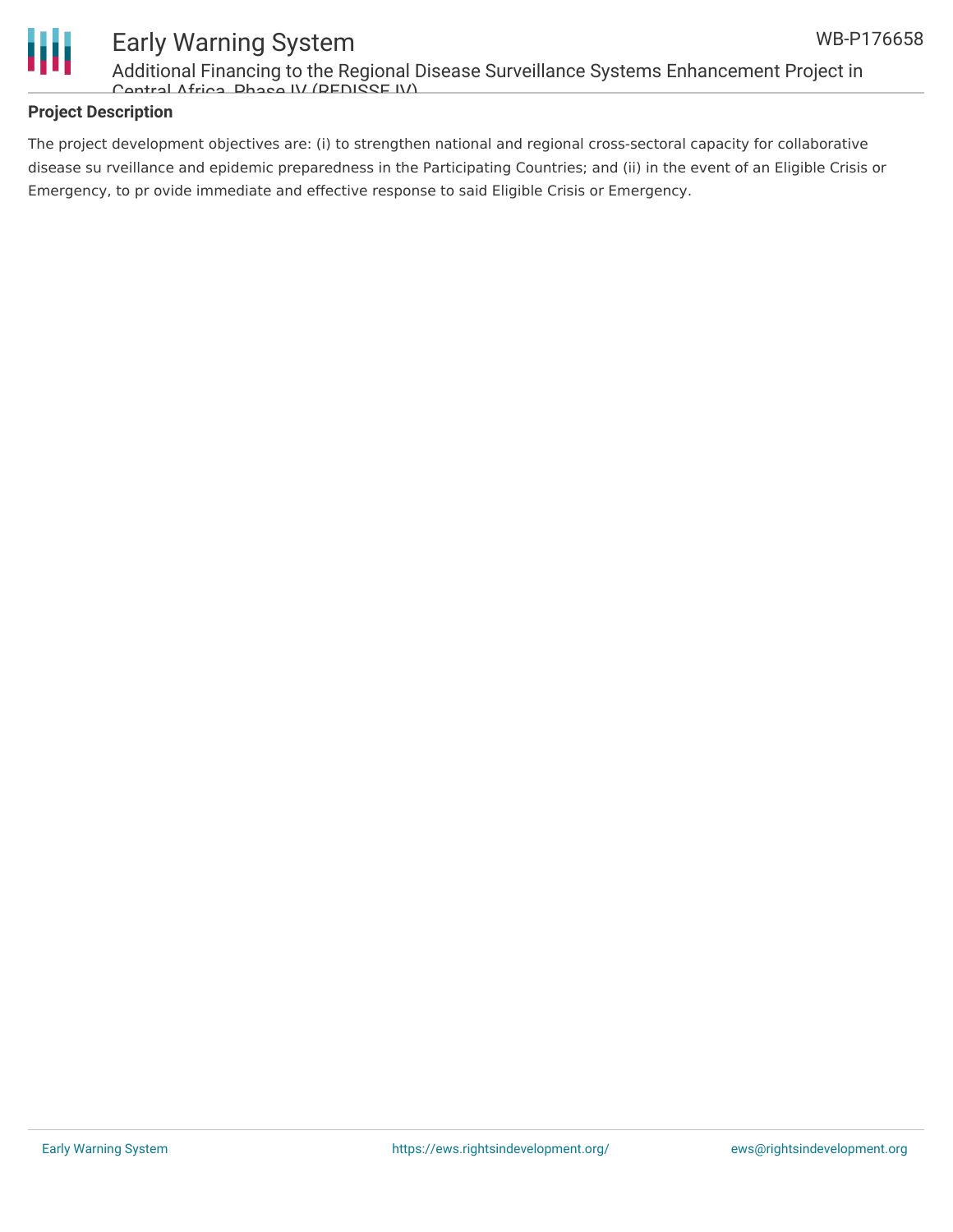## Project Description

The project development objectives are: (i) to strengthen national and regional cross-sectoral capacity for collaborative disease su rveillance and epidemic preparedness in the Participating Countries; and (ii) in the event of an Eligible Crisis or Emergency, to pr ovide immediate and effective response to said Eligible Crisis or Emergency.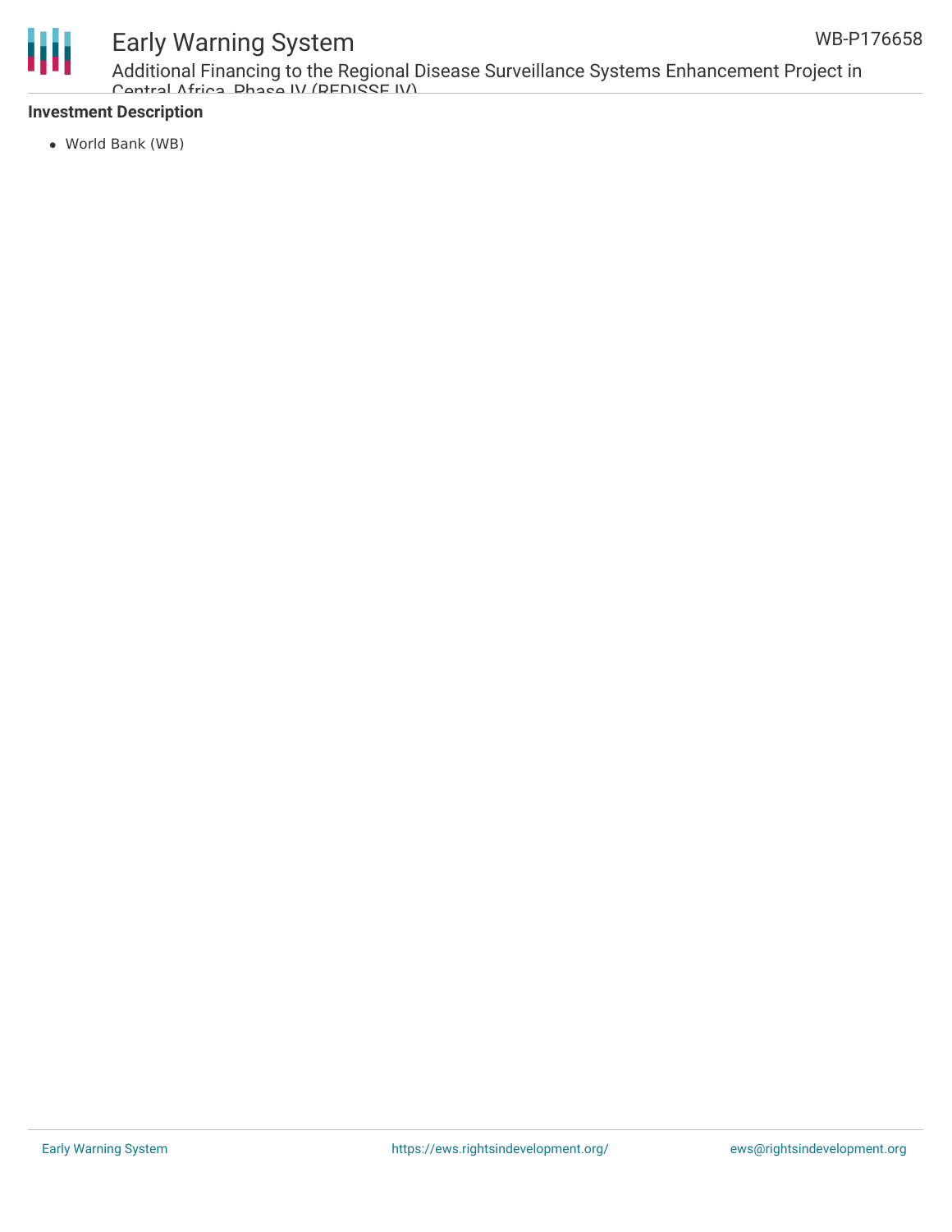**Investment Description**

- World Bank (WB)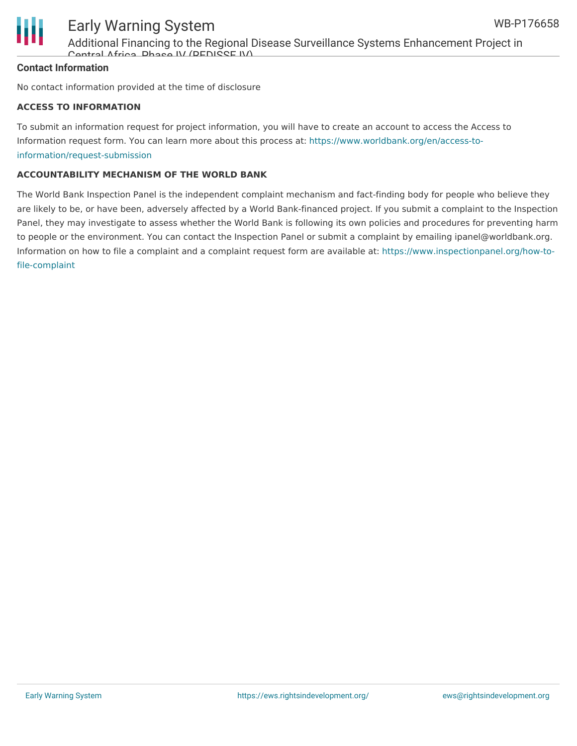**Contact Information**

No contact information provided at the time of disclosure

**ACCESS TO INFORMATION**

To submit an information request for project information, you will have to create an account to access the Access to Information request form. You can learn more about this process at: https://www.worldbank.org/en/access-to-information/request-submission

**ACCOUNTABILITY MECHANISM OF THE WORLD BANK**

The World Bank Inspection Panel is the independent complaint mechanism and fact-finding body for people who believe they are likely to be, or have been, adversely affected by a World Bank-financed project. If you submit a complaint to the Inspection Panel, they may investigate to assess whether the World Bank is following its own policies and procedures for preventing harm to people or the environment. You can contact the Inspection Panel or submit a complaint by emailing ipanel@worldbank.org. Information on how to file a complaint and a complaint request form are available at: https://www.inspectionpanel.org/how-to-file-complaint